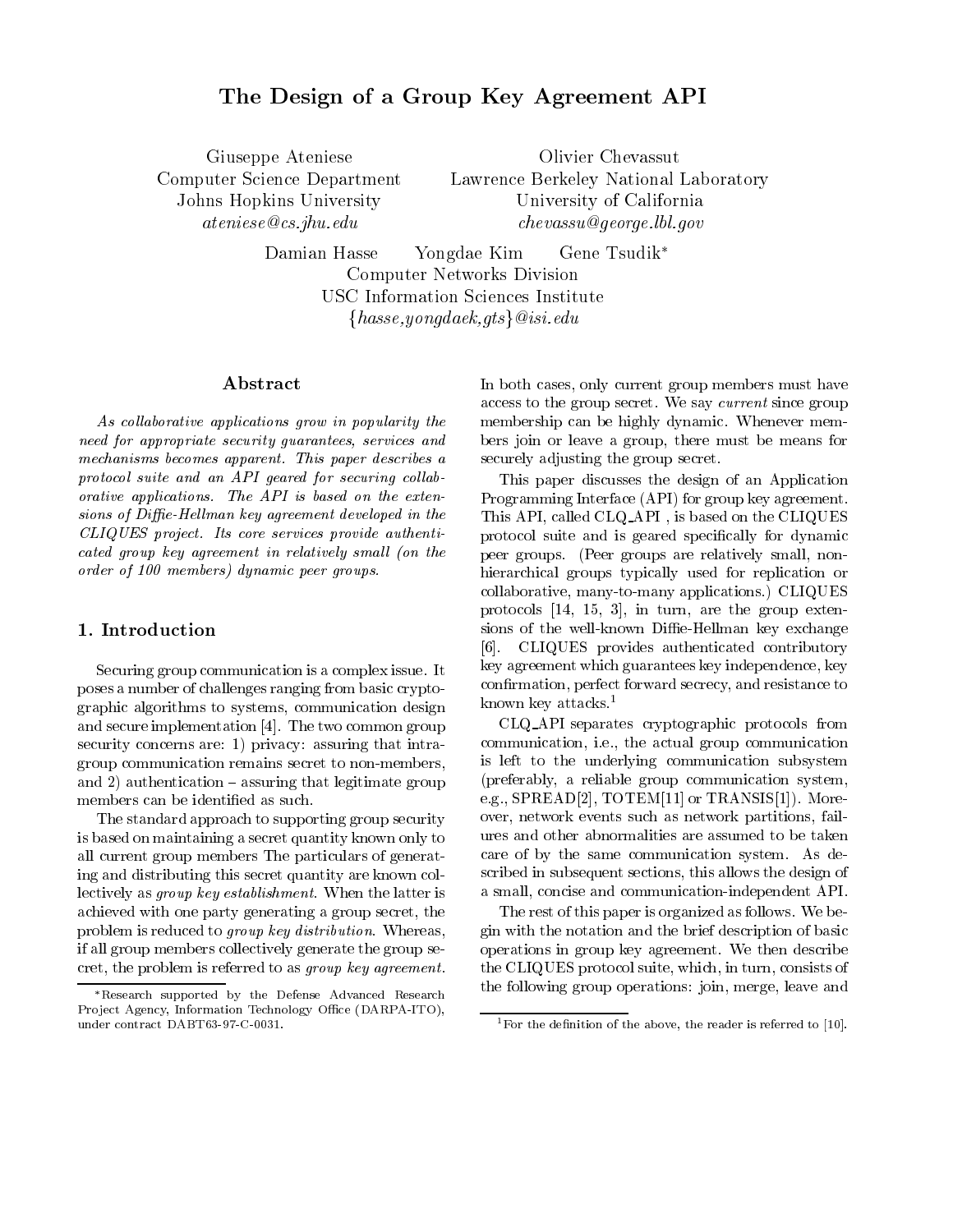# The Design of a Group Key Agreement API

Giuseppe Ateniese
Computer Science Department
Johns Hopkins University
*ateniese@cs.jhu.edu*

Olivier Chevassut
Lawrence Berkeley National Laboratory
University of California
*chevassu@george.lbl.gov*

Damian Hasse  Yongdae Kim  Gene Tsudik*
Computer Networks Division
USC Information Sciences Institute
*{hasse,yongdaek,gts}@isi.edu*

## Abstract

*As collaborative applications grow in popularity the need for appropriate security guarantees, services and mechanisms becomes apparent. This paper describes a protocol suite and an API geared for securing collaborative applications. The API is based on the extensions of Diffie-Hellman key agreement developed in the CLIQUES project. Its core services provide authenticated group key agreement in relatively small (on the order of 100 members) dynamic peer groups.*

## 1. Introduction

Securing group communication is a complex issue. It poses a number of challenges ranging from basic cryptographic algorithms to systems, communication design and secure implementation [4]. The two common group security concerns are: 1) privacy: assuring that intra-group communication remains secret to non-members, and 2) authentication – assuring that legitimate group members can be identified as such.

The standard approach to supporting group security is based on maintaining a secret quantity known only to all current group members The particulars of generating and distributing this secret quantity are known collectively as *group key establishment*. When the latter is achieved with one party generating a group secret, the problem is reduced to *group key distribution*. Whereas, if all group members collectively generate the group secret, the problem is referred to as *group key agreement*.

In both cases, only current group members must have access to the group secret. We say *current* since group membership can be highly dynamic. Whenever members join or leave a group, there must be means for securely adjusting the group secret.

This paper discusses the design of an Application Programming Interface (API) for group key agreement. This API, called CLQ_API , is based on the CLIQUES protocol suite and is geared specifically for dynamic peer groups. (Peer groups are relatively small, non-hierarchical groups typically used for replication or collaborative, many-to-many applications.) CLIQUES protocols [14, 15, 3], in turn, are the group extensions of the well-known Diffie-Hellman key exchange [6]. CLIQUES provides authenticated contributory key agreement which guarantees key independence, key confirmation, perfect forward secrecy, and resistance to known key attacks.[1]

CLQ_API separates cryptographic protocols from communication, i.e., the actual group communication is left to the underlying communication subsystem (preferably, a reliable group communication system, e.g., SPREAD[2], TOTEM[11] or TRANSIS[1]). Moreover, network events such as network partitions, failures and other abnormalities are assumed to be taken care of by the same communication system. As described in subsequent sections, this allows the design of a small, concise and communication-independent API.

The rest of this paper is organized as follows. We begin with the notation and the brief description of basic operations in group key agreement. We then describe the CLIQUES protocol suite, which, in turn, consists of the following group operations: join, merge, leave and

*Research supported by the Defense Advanced Research Project Agency, Information Technology Office (DARPA-ITO), under contract DABT63-97-C-0031.

[1] For the definition of the above, the reader is referred to [10].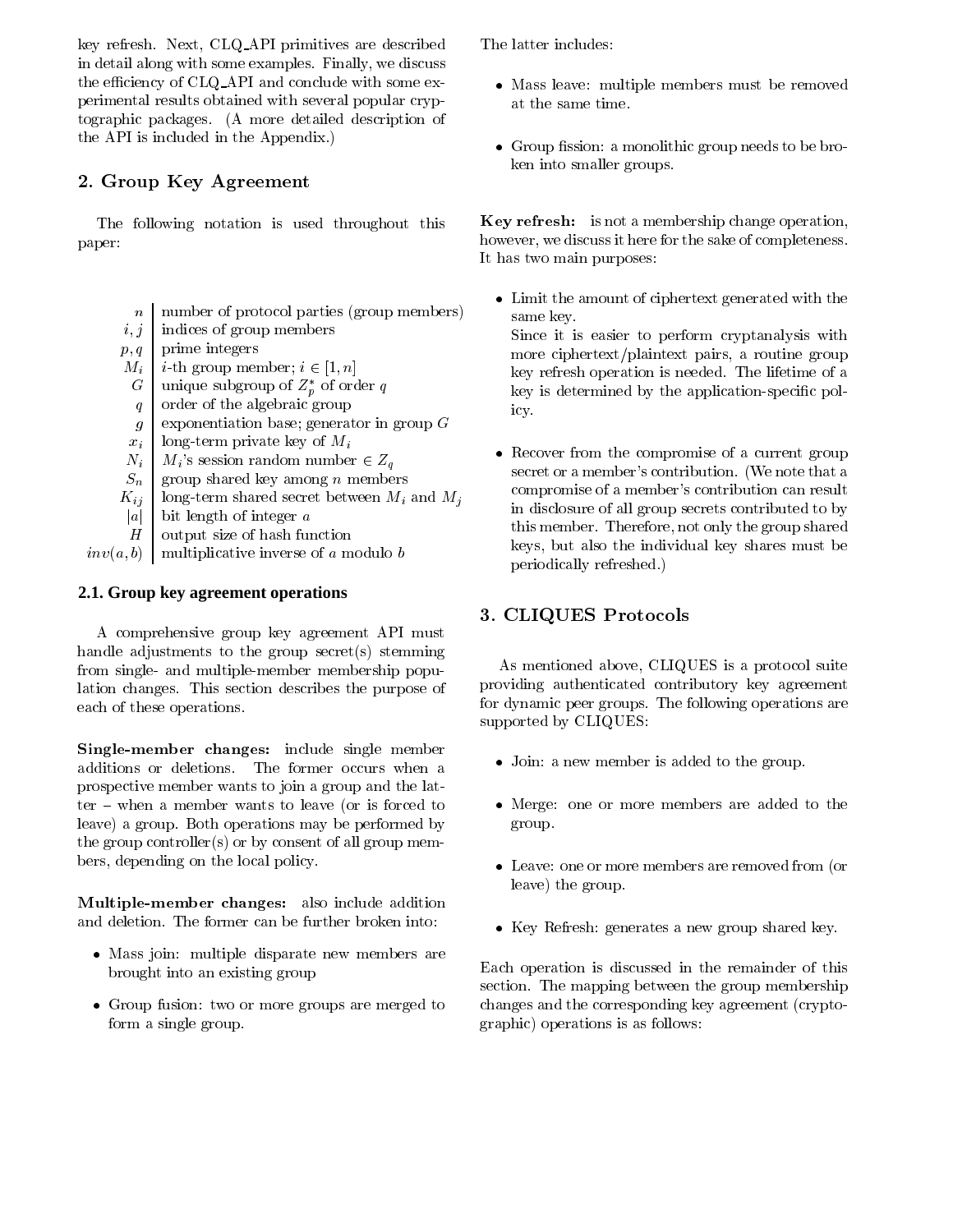key refresh. Next, CLQ_API primitives are described in detail along with some examples. Finally, we discuss the efficiency of CLQ_API and conclude with some experimental results obtained with several popular cryptographic packages. (A more detailed description of the API is included in the Appendix.)

## 2. Group Key Agreement

The following notation is used throughout this paper:

| | |
|---|---|
| $n$ | number of protocol parties (group members) |
| $i, j$ | indices of group members |
| $p, q$ | prime integers |
| $M_i$ | $i$-th group member; $i \in [1, n]$ |
| $G$ | unique subgroup of $Z_p^*$ of order $q$ |
| $q$ | order of the algebraic group |
| $g$ | exponentiation base; generator in group $G$ |
| $x_i$ | long-term private key of $M_i$ |
| $N_i$ | $M_i$'s session random number $\in Z_q$ |
| $S_n$ | group shared key among $n$ members |
| $K_{ij}$ | long-term shared secret between $M_i$ and $M_j$ |
| $\|a\|$ | bit length of integer $a$ |
| $H$ | output size of hash function |
| $inv(a, b)$ | multiplicative inverse of $a$ modulo $b$ |

### 2.1. Group key agreement operations

A comprehensive group key agreement API must handle adjustments to the group secret(s) stemming from single- and multiple-member membership population changes. This section describes the purpose of each of these operations.

**Single-member changes:** include single member additions or deletions. The former occurs when a prospective member wants to join a group and the latter – when a member wants to leave (or is forced to leave) a group. Both operations may be performed by the group controller(s) or by consent of all group members, depending on the local policy.

**Multiple-member changes:** also include addition and deletion. The former can be further broken into:

- Mass join: multiple disparate new members are brought into an existing group
- Group fusion: two or more groups are merged to form a single group.

The latter includes:

- Mass leave: multiple members must be removed at the same time.
- Group fission: a monolithic group needs to be broken into smaller groups.

**Key refresh:** is not a membership change operation, however, we discuss it here for the sake of completeness. It has two main purposes:

- Limit the amount of ciphertext generated with the same key.
  Since it is easier to perform cryptanalysis with more ciphertext/plaintext pairs, a routine group key refresh operation is needed. The lifetime of a key is determined by the application-specific policy.
- Recover from the compromise of a current group secret or a member's contribution. (We note that a compromise of a member's contribution can result in disclosure of all group secrets contributed to by this member. Therefore, not only the group shared keys, but also the individual key shares must be periodically refreshed.)

## 3. CLIQUES Protocols

As mentioned above, CLIQUES is a protocol suite providing authenticated contributory key agreement for dynamic peer groups. The following operations are supported by CLIQUES:

- Join: a new member is added to the group.
- Merge: one or more members are added to the group.
- Leave: one or more members are removed from (or leave) the group.
- Key Refresh: generates a new group shared key.

Each operation is discussed in the remainder of this section. The mapping between the group membership changes and the corresponding key agreement (cryptographic) operations is as follows: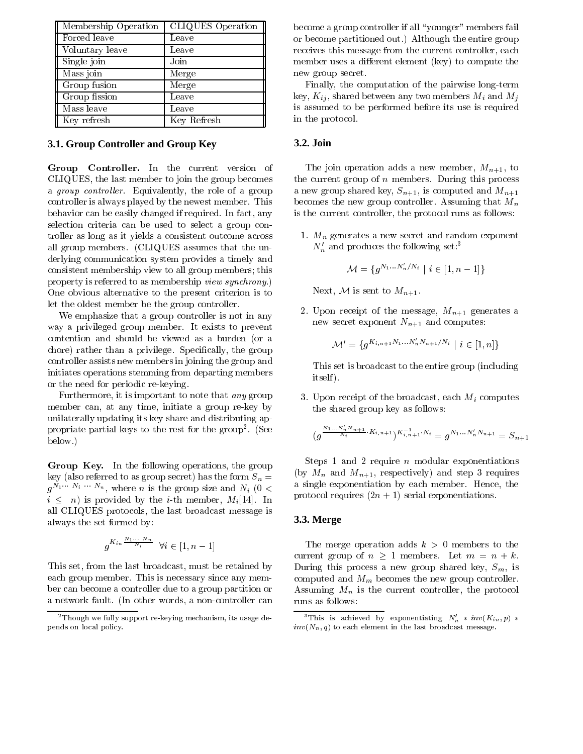| Membership Operation | CLIQUES Operation |
| --- | --- |
| Forced leave | Leave |
| Voluntary leave | Leave |
| Single join | Join |
| Mass join | Merge |
| Group fusion | Merge |
| Group fission | Leave |
| Mass leave | Leave |
| Key refresh | Key Refresh |

### 3.1. Group Controller and Group Key

**Group Controller.** In the current version of CLIQUES, the last member to join the group becomes a *group controller*. Equivalently, the role of a group controller is always played by the newest member. This behavior can be easily changed if required. In fact, any selection criteria can be used to select a group controller as long as it yields a consistent outcome across all group members. (CLIQUES assumes that the underlying communication system provides a timely and consistent membership view to all group members; this property is referred to as membership *view synchrony*.) One obvious alternative to the present criterion is to let the oldest member be the group controller.

We emphasize that a group controller is not in any way a privileged group member. It exists to prevent contention and should be viewed as a burden (or a chore) rather than a privilege. Specifically, the group controller assists new members in joining the group and initiates operations stemming from departing members or the need for periodic re-keying.

Furthermore, it is important to note that *any* group member can, at any time, initiate a group re-key by unilaterally updating its key share and distributing appropriate partial keys to the rest for the group[2]. (See below.)

**Group Key.** In the following operations, the group key (also referred to as group secret) has the form $S_n = g^{N_1 \cdots N_i \cdots N_n}$, where $n$ is the group size and $N_i$ ($0 < i \leq n$) is provided by the $i$-th member, $M_i$[14]. In all CLIQUES protocols, the last broadcast message is always the set formed by:

$$g^{K_{in} \frac{N_1 \cdots N_n}{N_i}} \quad \forall i \in [1, n-1]$$

This set, from the last broadcast, must be retained by each group member. This is necessary since any member can become a controller due to a group partition or a network fault. (In other words, a non-controller can become a group controller if all "younger" members fail or become partitioned out.) Although the entire group receives this message from the current controller, each member uses a different element (key) to compute the new group secret.

Finally, the computation of the pairwise long-term key, $K_{ij}$, shared between any two members $M_i$ and $M_j$ is assumed to be performed before its use is required in the protocol.

### 3.2. Join

The join operation adds a new member, $M_{n+1}$, to the current group of $n$ members. During this process a new group shared key, $S_{n+1}$, is computed and $M_{n+1}$ becomes the new group controller. Assuming that $M_n$ is the current controller, the protocol runs as follows:

1. $M_n$ generates a new secret and random exponent $N'_n$ and produces the following set:[3]

   $$\mathcal{M} = \{g^{N_1 \cdots N'_n / N_i} \mid i \in [1, n-1]\}$$

   Next, $\mathcal{M}$ is sent to $M_{n+1}$.

2. Upon receipt of the message, $M_{n+1}$ generates a new secret exponent $N_{n+1}$ and computes:

   $$\mathcal{M}' = \{g^{K_{i,n+1} N_1 \cdots N'_n N_{n+1} / N_i} \mid i \in [1, n]\}$$

   This set is broadcast to the entire group (including itself).

3. Upon receipt of the broadcast, each $M_i$ computes the shared group key as follows:

   $$(g^{\frac{N_1 \cdots N'_n N_{n+1}}{N_i} \cdot K_{i,n+1}})^{K^{-1}_{i,n+1} \cdot N_i} = g^{N_1 \cdots N'_n N_{n+1}} = S_{n+1}$$

Steps 1 and 2 require $n$ modular exponentiations (by $M_n$ and $M_{n+1}$, respectively) and step 3 requires a single exponentiation by each member. Hence, the protocol requires $(2n+1)$ serial exponentiations.

### 3.3. Merge

The merge operation adds $k > 0$ members to the current group of $n \geq 1$ members. Let $m = n + k$. During this process a new group shared key, $S_m$, is computed and $M_m$ becomes the new group controller. Assuming $M_n$ is the current controller, the protocol runs as follows:

---

[2] Though we fully support re-keying mechanism, its usage depends on local policy.

[3] This is achieved by exponentiating $N'_n * inv(K_{in}, p) * inv(N_n, q)$ to each element in the last broadcast message.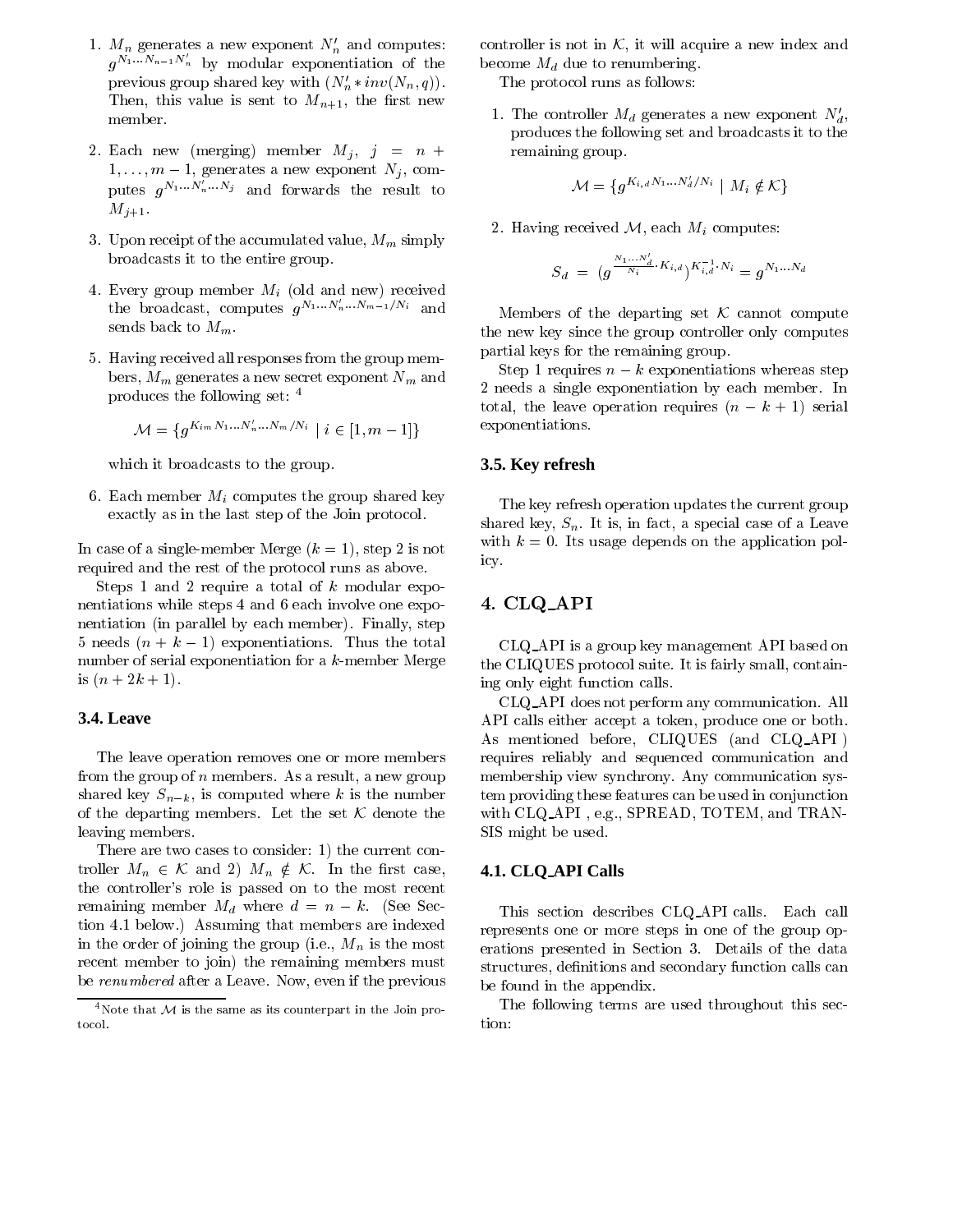1. $M_n$ generates a new exponent $N_n'$ and computes: $g^{N_1 \ldots N_{n-1} N_n'}$ by modular exponentiation of the previous group shared key with $(N_n' * inv(N_n, q))$. Then, this value is sent to $M_{n+1}$, the first new member.

2. Each new (merging) member $M_j$, $j = n + 1, \ldots, m-1$, generates a new exponent $N_j$, computes $g^{N_1 \ldots N_n' \ldots N_j}$ and forwards the result to $M_{j+1}$.

3. Upon receipt of the accumulated value, $M_m$ simply broadcasts it to the entire group.

4. Every group member $M_i$ (old and new) received the broadcast, computes $g^{N_1 \ldots N_n' \ldots N_{m-1}/N_i}$ and sends back to $M_m$.

5. Having received all responses from the group members, $M_m$ generates a new secret exponent $N_m$ and produces the following set: [4]

$$\mathcal{M} = \{ g^{K_{im} N_1 \ldots N_n' \ldots N_m / N_i} \mid i \in [1, m-1] \}$$

   which it broadcasts to the group.

6. Each member $M_i$ computes the group shared key exactly as in the last step of the Join protocol.

In case of a single-member Merge ($k = 1$), step 2 is not required and the rest of the protocol runs as above.

Steps 1 and 2 require a total of $k$ modular exponentiations while steps 4 and 6 each involve one exponentiation (in parallel by each member). Finally, step 5 needs $(n + k - 1)$ exponentiations. Thus the total number of serial exponentiation for a $k$-member Merge is $(n + 2k + 1)$.

### 3.4. Leave

The leave operation removes one or more members from the group of $n$ members. As a result, a new group shared key $S_{n-k}$, is computed where $k$ is the number of the departing members. Let the set $\mathcal{K}$ denote the leaving members.

There are two cases to consider: 1) the current controller $M_n \in \mathcal{K}$ and 2) $M_n \notin \mathcal{K}$. In the first case, the controller's role is passed on to the most recent remaining member $M_d$ where $d = n - k$. (See Section 4.1 below.) Assuming that members are indexed in the order of joining the group (i.e., $M_n$ is the most recent member to join) the remaining members must be *renumbered* after a Leave. Now, even if the previous controller is not in $\mathcal{K}$, it will acquire a new index and become $M_d$ due to renumbering.

The protocol runs as follows:

1. The controller $M_d$ generates a new exponent $N_d'$, produces the following set and broadcasts it to the remaining group.

$$\mathcal{M} = \{ g^{K_{i,d} N_1 \ldots N_d' / N_i} \mid M_i \notin \mathcal{K} \}$$

2. Having received $\mathcal{M}$, each $M_i$ computes:

$$S_d = (g^{\frac{N_1 \ldots N_d'}{N_i} \cdot K_{i,d}})^{K_{i,d}^{-1} \cdot N_i} = g^{N_1 \ldots N_d}$$

Members of the departing set $\mathcal{K}$ cannot compute the new key since the group controller only computes partial keys for the remaining group.

Step 1 requires $n - k$ exponentiations whereas step 2 needs a single exponentiation by each member. In total, the leave operation requires $(n - k + 1)$ serial exponentiations.

### 3.5. Key refresh

The key refresh operation updates the current group shared key, $S_n$. It is, in fact, a special case of a Leave with $k = 0$. Its usage depends on the application policy.

## 4. CLQ_API

CLQ_API is a group key management API based on the CLIQUES protocol suite. It is fairly small, containing only eight function calls.

CLQ_API does not perform any communication. All API calls either accept a token, produce one or both. As mentioned before, CLIQUES (and CLQ_API ) requires reliably and sequenced communication and membership view synchrony. Any communication system providing these features can be used in conjunction with CLQ_API , e.g., SPREAD, TOTEM, and TRANSIS might be used.

### 4.1. CLQ_API Calls

This section describes CLQ_API calls. Each call represents one or more steps in one of the group operations presented in Section 3. Details of the data structures, definitions and secondary function calls can be found in the appendix.

The following terms are used throughout this section:

[4] Note that $\mathcal{M}$ is the same as its counterpart in the Join protocol.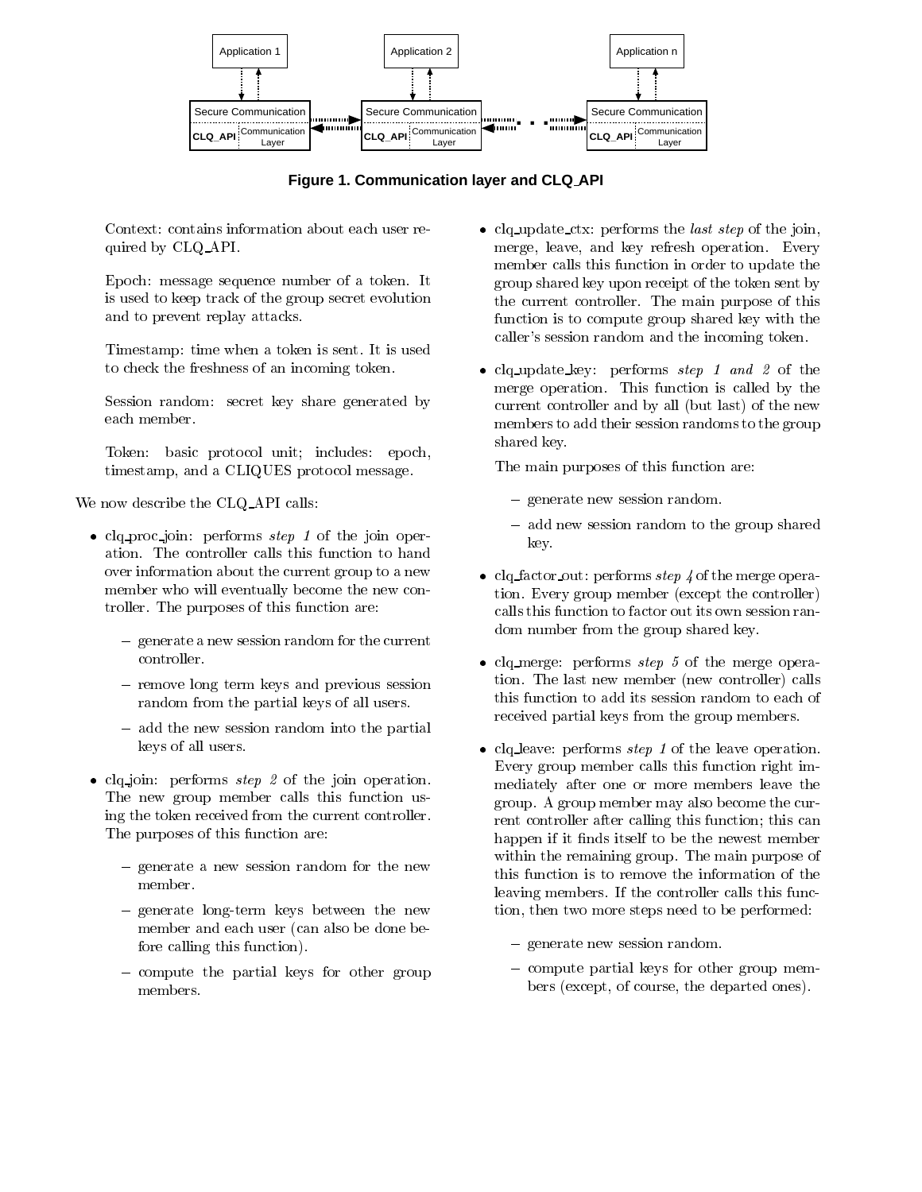Figure 1. Communication layer and CLQ_API

Context: contains information about each user required by CLQ_API.

Epoch: message sequence number of a token. It is used to keep track of the group secret evolution and to prevent replay attacks.

Timestamp: time when a token is sent. It is used to check the freshness of an incoming token.

Session random: secret key share generated by each member.

Token: basic protocol unit; includes: epoch, timestamp, and a CLIQUES protocol message.

We now describe the CLQ_API calls:

- clq_proc_join: performs *step 1* of the join operation. The controller calls this function to hand over information about the current group to a new member who will eventually become the new controller. The purposes of this function are:
  - generate a new session random for the current controller.
  - remove long term keys and previous session random from the partial keys of all users.
  - add the new session random into the partial keys of all users.
- clq_join: performs *step 2* of the join operation. The new group member calls this function using the token received from the current controller. The purposes of this function are:
  - generate a new session random for the new member.
  - generate long-term keys between the new member and each user (can also be done before calling this function).
  - compute the partial keys for other group members.
- clq_update_ctx: performs the *last step* of the join, merge, leave, and key refresh operation. Every member calls this function in order to update the group shared key upon receipt of the token sent by the current controller. The main purpose of this function is to compute group shared key with the caller's session random and the incoming token.
- clq_update_key: performs *step 1 and 2* of the merge operation. This function is called by the current controller and by all (but last) of the new members to add their session randoms to the group shared key.

  The main purposes of this function are:
  - generate new session random.
  - add new session random to the group shared key.
- clq_factor_out: performs *step 4* of the merge operation. Every group member (except the controller) calls this function to factor out its own session random number from the group shared key.
- clq_merge: performs *step 5* of the merge operation. The last new member (new controller) calls this function to add its session random to each of received partial keys from the group members.
- clq_leave: performs *step 1* of the leave operation. Every group member calls this function right immediately after one or more members leave the group. A group member may also become the current controller after calling this function; this can happen if it finds itself to be the newest member within the remaining group. The main purpose of this function is to remove the information of the leaving members. If the controller calls this function, then two more steps need to be performed:
  - generate new session random.
  - compute partial keys for other group members (except, of course, the departed ones).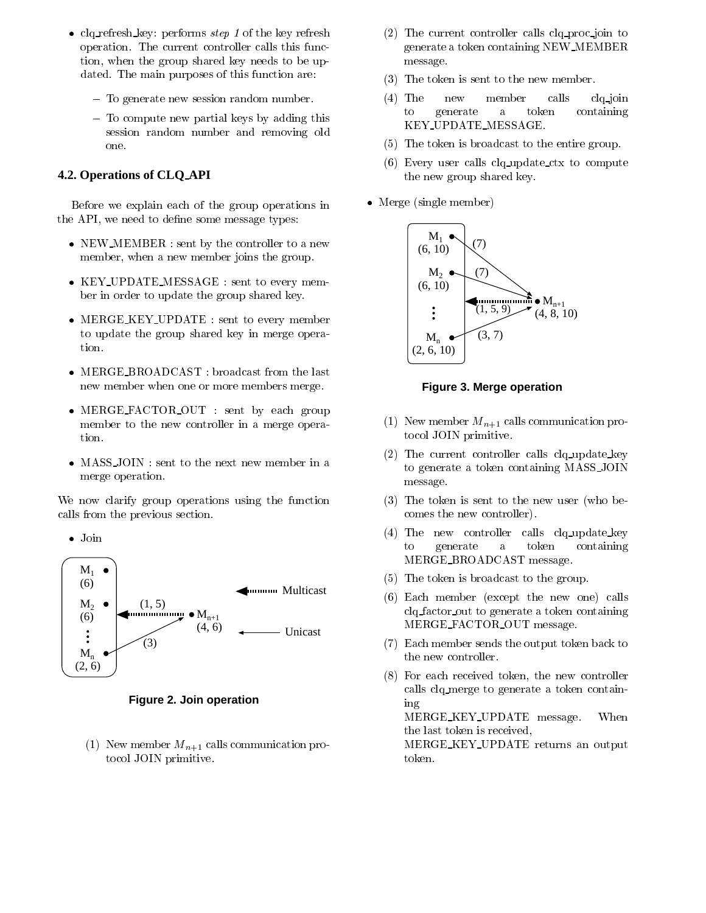- clq_refresh_key: performs *step 1* of the key refresh operation. The current controller calls this function, when the group shared key needs to be updated. The main purposes of this function are:
  - To generate new session random number.
  - To compute new partial keys by adding this session random number and removing old one.

### 4.2. Operations of CLQ_API

Before we explain each of the group operations in the API, we need to define some message types:

- NEW_MEMBER : sent by the controller to a new member, when a new member joins the group.
- KEY_UPDATE_MESSAGE : sent to every member in order to update the group shared key.
- MERGE_KEY_UPDATE : sent to every member to update the group shared key in merge operation.
- MERGE_BROADCAST : broadcast from the last new member when one or more members merge.
- MERGE_FACTOR_OUT : sent by each group member to the new controller in a merge operation.
- MASS_JOIN : sent to the next new member in a merge operation.

We now clarify group operations using the function calls from the previous section.

- Join

**Figure 2. Join operation**

(1) New member $M_{n+1}$ calls communication protocol JOIN primitive.

(2) The current controller calls clq_proc_join to generate a token containing NEW_MEMBER message.

(3) The token is sent to the new member.

(4) The new member calls clq_join to generate a token containing KEY_UPDATE_MESSAGE.

(5) The token is broadcast to the entire group.

(6) Every user calls clq_update_ctx to compute the new group shared key.

- Merge (single member)

**Figure 3. Merge operation**

(1) New member $M_{n+1}$ calls communication protocol JOIN primitive.

(2) The current controller calls clq_update_key to generate a token containing MASS_JOIN message.

(3) The token is sent to the new user (who becomes the new controller).

(4) The new controller calls clq_update_key to generate a token containing MERGE_BROADCAST message.

(5) The token is broadcast to the group.

(6) Each member (except the new one) calls clq_factor_out to generate a token containing MERGE_FACTOR_OUT message.

(7) Each member sends the output token back to the new controller.

(8) For each received token, the new controller calls clq_merge to generate a token containing MERGE_KEY_UPDATE message. When the last token is received, MERGE_KEY_UPDATE returns an output token.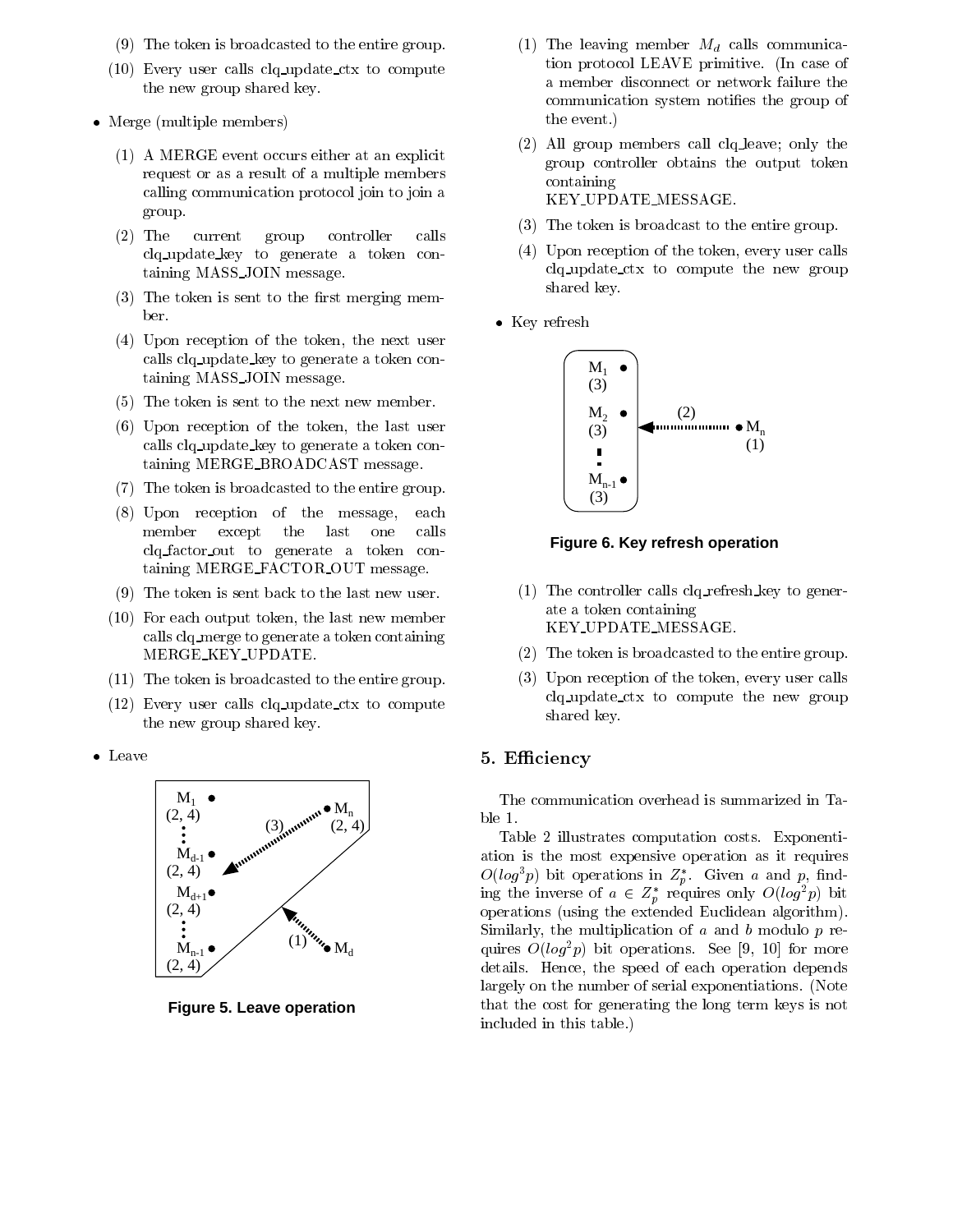(9) The token is broadcasted to the entire group.

(10) Every user calls clq_update_ctx to compute the new group shared key.

- Merge (multiple members)

  (1) A MERGE event occurs either at an explicit request or as a result of a multiple members calling communication protocol join to join a group.

  (2) The current group controller calls clq_update_key to generate a token containing MASS_JOIN message.

  (3) The token is sent to the first merging member.

  (4) Upon reception of the token, the next user calls clq_update_key to generate a token containing MASS_JOIN message.

  (5) The token is sent to the next new member.

  (6) Upon reception of the token, the last user calls clq_update_key to generate a token containing MERGE_BROADCAST message.

  (7) The token is broadcasted to the entire group.

  (8) Upon reception of the message, each member except the last one calls clq_factor_out to generate a token containing MERGE_FACTOR_OUT message.

  (9) The token is sent back to the last new user.

  (10) For each output token, the last new member calls clq_merge to generate a token containing MERGE_KEY_UPDATE.

  (11) The token is broadcasted to the entire group.

  (12) Every user calls clq_update_ctx to compute the new group shared key.

- Leave

**Figure 5. Leave operation**

  (1) The leaving member $M_d$ calls communication protocol LEAVE primitive. (In case of a member disconnect or network failure the communication system notifies the group of the event.)

  (2) All group members call clq_leave; only the group controller obtains the output token containing KEY_UPDATE_MESSAGE.

  (3) The token is broadcast to the entire group.

  (4) Upon reception of the token, every user calls clq_update_ctx to compute the new group shared key.

- Key refresh

**Figure 6. Key refresh operation**

  (1) The controller calls clq_refresh_key to generate a token containing KEY_UPDATE_MESSAGE.

  (2) The token is broadcasted to the entire group.

  (3) Upon reception of the token, every user calls clq_update_ctx to compute the new group shared key.

## 5. Efficiency

The communication overhead is summarized in Table 1.

Table 2 illustrates computation costs. Exponentiation is the most expensive operation as it requires $O(log^3 p)$ bit operations in $Z_p^*$. Given $a$ and $p$, finding the inverse of $a \in Z_p^*$ requires only $O(log^2 p)$ bit operations (using the extended Euclidean algorithm). Similarly, the multiplication of $a$ and $b$ modulo $p$ requires $O(log^2 p)$ bit operations. See [9, 10] for more details. Hence, the speed of each operation depends largely on the number of serial exponentiations. (Note that the cost for generating the long term keys is not included in this table.)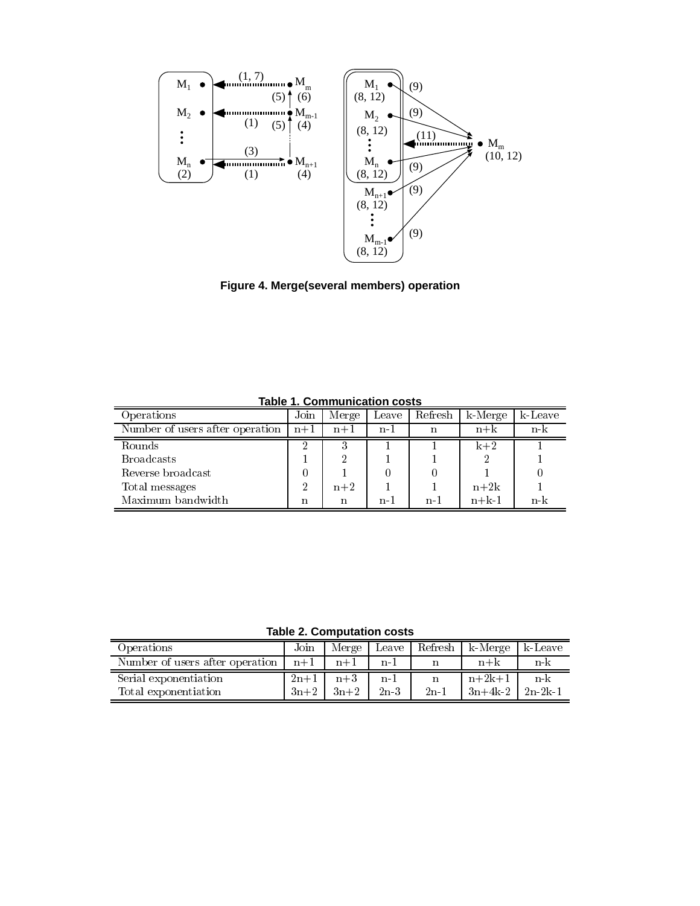Figure 4. Merge(several members) operation

**Table 1. Communication costs**

| Operations | Join | Merge | Leave | Refresh | k-Merge | k-Leave |
|---|---|---|---|---|---|---|
| Number of users after operation | n+1 | n+1 | n-1 | n | n+k | n-k |
| Rounds | 2 | 3 | 1 | 1 | k+2 | 1 |
| Broadcasts | 1 | 2 | 1 | 1 | 2 | 1 |
| Reverse broadcast | 0 | 1 | 0 | 0 | 1 | 0 |
| Total messages | 2 | n+2 | 1 | 1 | n+2k | 1 |
| Maximum bandwidth | n | n | n-1 | n-1 | n+k-1 | n-k |

**Table 2. Computation costs**

| Operations | Join | Merge | Leave | Refresh | k-Merge | k-Leave |
|---|---|---|---|---|---|---|
| Number of users after operation | n+1 | n+1 | n-1 | n | n+k | n-k |
| Serial exponentiation | 2n+1 | n+3 | n-1 | n | n+2k+1 | n-k |
| Total exponentiation | 3n+2 | 3n+2 | 2n-3 | 2n-1 | 3n+4k-2 | 2n-2k-1 |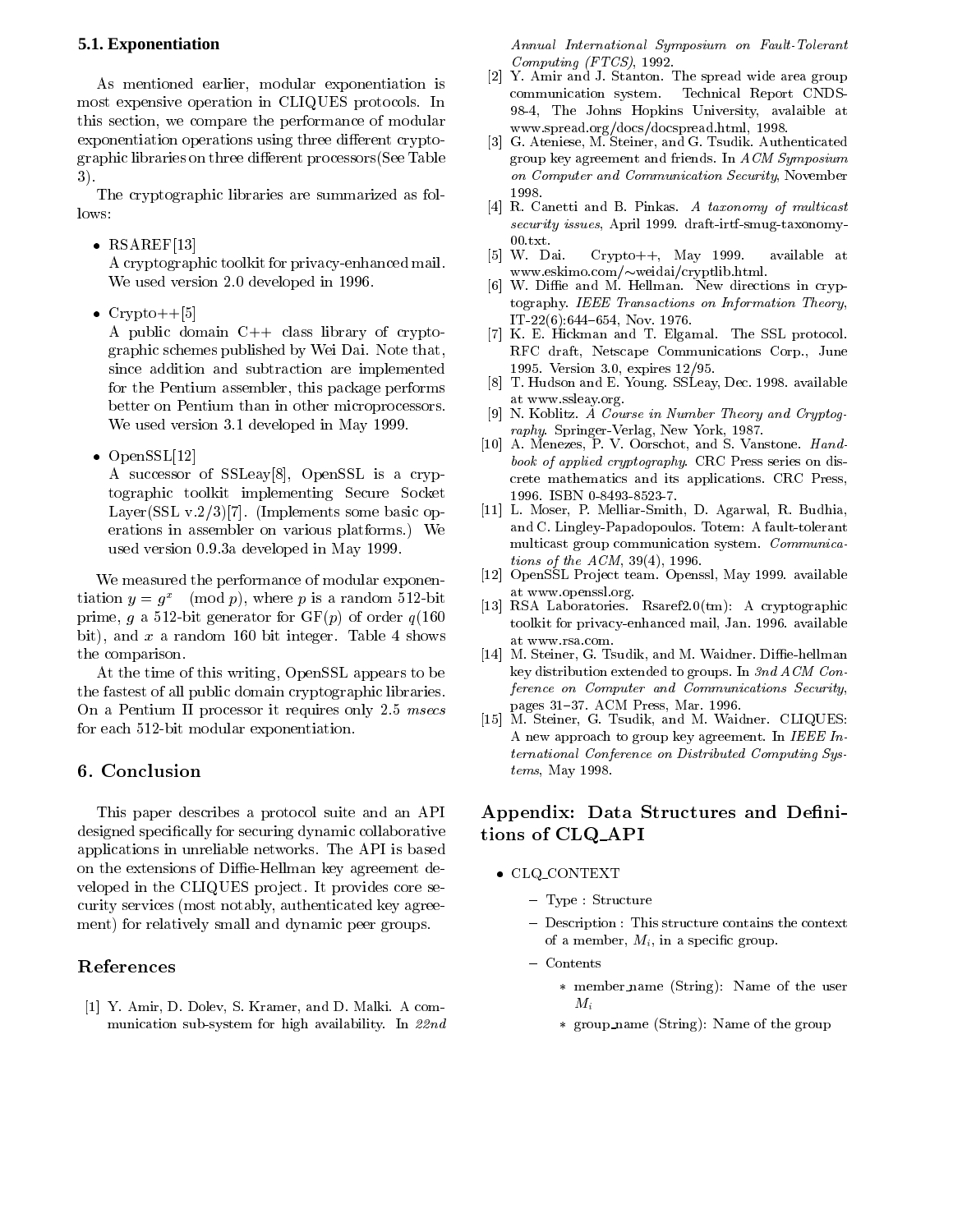### 5.1. Exponentiation

As mentioned earlier, modular exponentiation is most expensive operation in CLIQUES protocols. In this section, we compare the performance of modular exponentiation operations using three different cryptographic libraries on three different processors(See Table 3).

The cryptographic libraries are summarized as follows:

- RSAREF[13]
  A cryptographic toolkit for privacy-enhanced mail. We used version 2.0 developed in 1996.
- Crypto++[5]
  A public domain C++ class library of cryptographic schemes published by Wei Dai. Note that, since addition and subtraction are implemented for the Pentium assembler, this package performs better on Pentium than in other microprocessors. We used version 3.1 developed in May 1999.
- OpenSSL[12]
  A successor of SSLeay[8], OpenSSL is a cryptographic toolkit implementing Secure Socket Layer(SSL v.2/3)[7]. (Implements some basic operations in assembler on various platforms.) We used version 0.9.3a developed in May 1999.

We measured the performance of modular exponentiation $y = g^x \pmod p$, where $p$ is a random 512-bit prime, $g$ a 512-bit generator for GF($p$) of order $q$(160 bit), and $x$ a random 160 bit integer. Table 4 shows the comparison.

At the time of this writing, OpenSSL appears to be the fastest of all public domain cryptographic libraries. On a Pentium II processor it requires only 2.5 *msecs* for each 512-bit modular exponentiation.

## 6. Conclusion

This paper describes a protocol suite and an API designed specifically for securing dynamic collaborative applications in unreliable networks. The API is based on the extensions of Diffie-Hellman key agreement developed in the CLIQUES project. It provides core security services (most notably, authenticated key agreement) for relatively small and dynamic peer groups.

## References

[1] Y. Amir, D. Dolev, S. Kramer, and D. Malki. A communication sub-system for high availability. In *22nd Annual International Symposium on Fault-Tolerant Computing (FTCS)*, 1992.

[2] Y. Amir and J. Stanton. The spread wide area group communication system. Technical Report CNDS-98-4, The Johns Hopkins University, avalaible at www.spread.org/docs/docspread.html, 1998.

[3] G. Ateniese, M. Steiner, and G. Tsudik. Authenticated group key agreement and friends. In *ACM Symposium on Computer and Communication Security*, November 1998.

[4] R. Canetti and B. Pinkas. *A taxonomy of multicast security issues*, April 1999. draft-irtf-smug-taxonomy-00.txt.

[5] W. Dai. Crypto++, May 1999. available at www.eskimo.com/~weidai/cryptlib.html.

[6] W. Diffie and M. Hellman. New directions in cryptography. *IEEE Transactions on Information Theory*, IT-22(6):644–654, Nov. 1976.

[7] K. E. Hickman and T. Elgamal. The SSL protocol. RFC draft, Netscape Communications Corp., June 1995. Version 3.0, expires 12/95.

[8] T. Hudson and E. Young. SSLeay, Dec. 1998. available at www.ssleay.org.

[9] N. Koblitz. *A Course in Number Theory and Cryptography*. Springer-Verlag, New York, 1987.

[10] A. Menezes, P. V. Oorschot, and S. Vanstone. *Handbook of applied cryptography*. CRC Press series on discrete mathematics and its applications. CRC Press, 1996. ISBN 0-8493-8523-7.

[11] L. Moser, P. Melliar-Smith, D. Agarwal, R. Budhia, and C. Lingley-Papadopoulos. Totem: A fault-tolerant multicast group communication system. *Communications of the ACM*, 39(4), 1996.

[12] OpenSSL Project team. Openssl, May 1999. available at www.openssl.org.

[13] RSA Laboratories. Rsaref2.0(tm): A cryptographic toolkit for privacy-enhanced mail, Jan. 1996. available at www.rsa.com.

[14] M. Steiner, G. Tsudik, and M. Waidner. Diffie-hellman key distribution extended to groups. In *3nd ACM Conference on Computer and Communications Security*, pages 31–37. ACM Press, Mar. 1996.

[15] M. Steiner, G. Tsudik, and M. Waidner. CLIQUES: A new approach to group key agreement. In *IEEE International Conference on Distributed Computing Systems*, May 1998.

## Appendix: Data Structures and Definitions of CLQ_API

- CLQ_CONTEXT
  - Type : Structure
  - Description : This structure contains the context of a member, $M_i$, in a specific group.
  - Contents
    - member_name (String): Name of the user $M_i$
    - group_name (String): Name of the group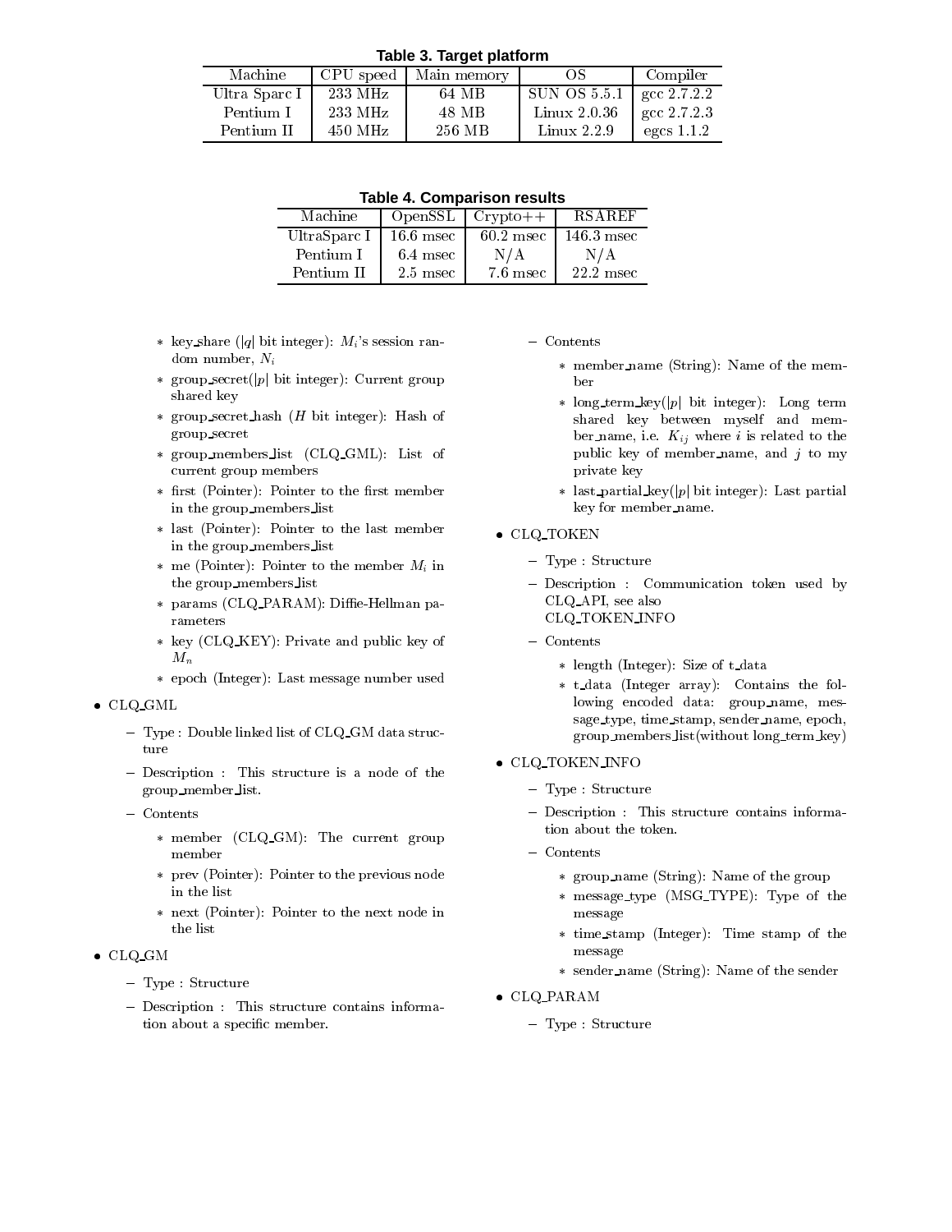**Table 3. Target platform**

| Machine | CPU speed | Main memory | OS | Compiler |
| --- | --- | --- | --- | --- |
| Ultra Sparc I | 233 MHz | 64 MB | SUN OS 5.5.1 | gcc 2.7.2.2 |
| Pentium I | 233 MHz | 48 MB | Linux 2.0.36 | gcc 2.7.2.3 |
| Pentium II | 450 MHz | 256 MB | Linux 2.2.9 | egcs 1.1.2 |

**Table 4. Comparison results**

| Machine | OpenSSL | Crypto++ | RSAREF |
| --- | --- | --- | --- |
| UltraSparc I | 16.6 msec | 60.2 msec | 146.3 msec |
| Pentium I | 6.4 msec | N/A | N/A |
| Pentium II | 2.5 msec | 7.6 msec | 22.2 msec |

    * key_share ($|q|$ bit integer): $M_i$'s session random number, $N_i$
    * group_secret($|p|$ bit integer): Current group shared key
    * group_secret_hash ($H$ bit integer): Hash of group_secret
    * group_members_list (CLQ_GML): List of current group members
    * first (Pointer): Pointer to the first member in the group_members_list
    * last (Pointer): Pointer to the last member in the group_members_list
    * me (Pointer): Pointer to the member $M_i$ in the group_members_list
    * params (CLQ_PARAM): Diffie-Hellman parameters
    * key (CLQ_KEY): Private and public key of $M_n$
    * epoch (Integer): Last message number used

- CLQ_GML
  - Type : Double linked list of CLQ_GM data structure
  - Description : This structure is a node of the group_member_list.
  - Contents
    * member (CLQ_GM): The current group member
    * prev (Pointer): Pointer to the previous node in the list
    * next (Pointer): Pointer to the next node in the list
- CLQ_GM
  - Type : Structure
  - Description : This structure contains information about a specific member.
  - Contents
    * member_name (String): Name of the member
    * long_term_key($|p|$ bit integer): Long term shared key between myself and member_name, i.e. $K_{ij}$ where $i$ is related to the public key of member_name, and $j$ to my private key
    * last_partial_key($|p|$ bit integer): Last partial key for member_name.
- CLQ_TOKEN
  - Type : Structure
  - Description : Communication token used by CLQ_API, see also CLQ_TOKEN_INFO
  - Contents
    * length (Integer): Size of t_data
    * t_data (Integer array): Contains the following encoded data: group_name, message_type, time_stamp, sender_name, epoch, group_members_list(without long_term_key)
- CLQ_TOKEN_INFO
  - Type : Structure
  - Description : This structure contains information about the token.
  - Contents
    * group_name (String): Name of the group
    * message_type (MSG_TYPE): Type of the message
    * time_stamp (Integer): Time stamp of the message
    * sender_name (String): Name of the sender
- CLQ_PARAM
  - Type : Structure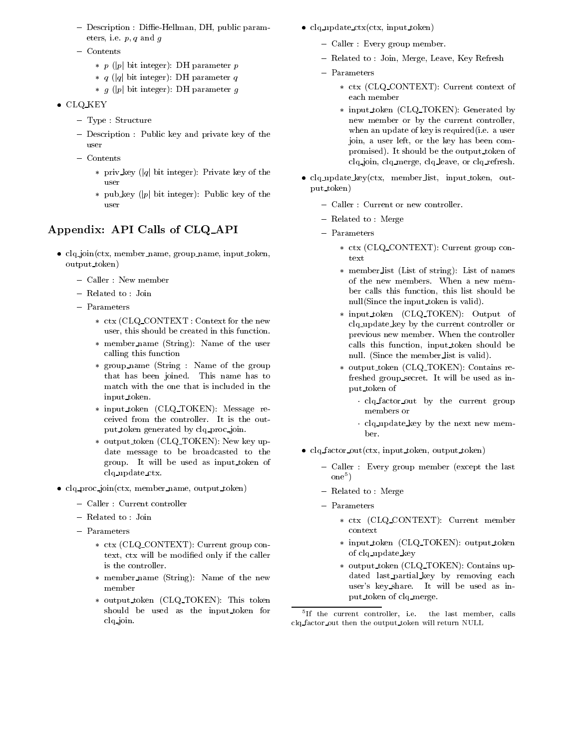- Description : Diffie-Hellman, DH, public parameters, i.e. $p, q$ and $g$
- Contents
  - $p$ ($|p|$ bit integer): DH parameter $p$
  - $q$ ($|q|$ bit integer): DH parameter $q$
  - $g$ ($|p|$ bit integer): DH parameter $g$

- CLQ_KEY
  - Type : Structure
  - Description : Public key and private key of the user
  - Contents
    - priv_key ($|q|$ bit integer): Private key of the user
    - pub_key ($|p|$ bit integer): Public key of the user

## Appendix: API Calls of CLQ_API

- clq_join(ctx, member_name, group_name, input_token, output_token)
  - Caller : New member
  - Related to : Join
  - Parameters
    - ctx (CLQ_CONTEXT : Context for the new user, this should be created in this function.
    - member_name (String): Name of the user calling this function
    - group_name (String : Name of the group that has been joined. This name has to match with the one that is included in the input_token.
    - input_token (CLQ_TOKEN): Message received from the controller. It is the output_token generated by clq_proc_join.
    - output_token (CLQ_TOKEN): New key update message to be broadcasted to the group. It will be used as input_token of clq_update_ctx.

- clq_proc_join(ctx, member_name, output_token)
  - Caller : Current controller
  - Related to : Join
  - Parameters
    - ctx (CLQ_CONTEXT): Current group context, ctx will be modified only if the caller is the controller.
    - member_name (String): Name of the new member
    - output_token (CLQ_TOKEN): This token should be used as the input_token for clq_join.

- clq_update_ctx(ctx, input_token)
  - Caller : Every group member.
  - Related to : Join, Merge, Leave, Key Refresh
  - Parameters
    - ctx (CLQ_CONTEXT): Current context of each member
    - input_token (CLQ_TOKEN): Generated by new member or by the current controller, when an update of key is required(i.e. a user join, a user left, or the key has been compromised). It should be the output_token of clq_join, clq_merge, clq_leave, or clq_refresh.

- clq_update_key(ctx, member_list, input_token, output_token)
  - Caller : Current or new controller.
  - Related to : Merge
  - Parameters
    - ctx (CLQ_CONTEXT): Current group context
    - member_list (List of string): List of names of the new members. When a new member calls this function, this list should be null(Since the input_token is valid).
    - input_token (CLQ_TOKEN): Output of clq_update_key by the current controller or previous new member. When the controller calls this function, input_token should be null. (Since the member_list is valid).
    - output_token (CLQ_TOKEN): Contains refreshed group_secret. It will be used as input_token of
      - clq_factor_out by the current group members or
      - clq_update_key by the next new member.

- clq_factor_out(ctx, input_token, output_token)
  - Caller : Every group member (except the last one[5])
  - Related to : Merge
  - Parameters
    - ctx (CLQ_CONTEXT): Current member context
    - input_token (CLQ_TOKEN): output_token of clq_update_key
    - output_token (CLQ_TOKEN): Contains updated last_partial_key by removing each user's key_share. It will be used as input_token of clq_merge.

[5] If the current controller, i.e. the last member, calls clq_factor_out then the output_token will return NULL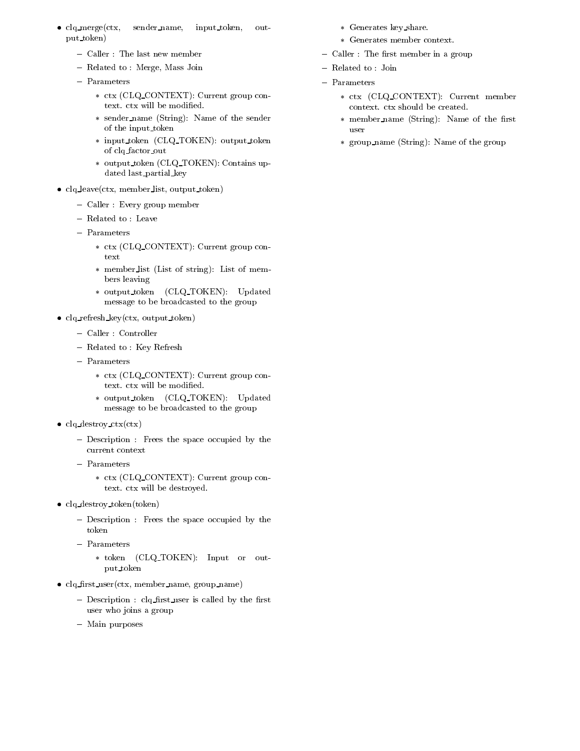- clq_merge(ctx, sender_name, input_token, output_token)
  - Caller : The last new member
  - Related to : Merge, Mass Join
  - Parameters
    - ctx (CLQ_CONTEXT): Current group context. ctx will be modified.
    - sender_name (String): Name of the sender of the input_token
    - input_token (CLQ_TOKEN): output_token of clq_factor_out
    - output_token (CLQ_TOKEN): Contains updated last_partial_key
- clq_leave(ctx, member_list, output_token)
  - Caller : Every group member
  - Related to : Leave
  - Parameters
    - ctx (CLQ_CONTEXT): Current group context
    - member_list (List of string): List of members leaving
    - output_token (CLQ_TOKEN): Updated message to be broadcasted to the group
- clq_refresh_key(ctx, output_token)
  - Caller : Controller
  - Related to : Key Refresh
  - Parameters
    - ctx (CLQ_CONTEXT): Current group context. ctx will be modified.
    - output_token (CLQ_TOKEN): Updated message to be broadcasted to the group
- clq_destroy_ctx(ctx)
  - Description : Frees the space occupied by the current context
  - Parameters
    - ctx (CLQ_CONTEXT): Current group context. ctx will be destroyed.
- clq_destroy_token(token)
  - Description : Frees the space occupied by the token
  - Parameters
    - token (CLQ_TOKEN): Input or output_token
- clq_first_user(ctx, member_name, group_name)
  - Description : clq_first_user is called by the first user who joins a group
  - Main purposes
    - Generates key_share.
    - Generates member context.
  - Caller : The first member in a group
  - Related to : Join
  - Parameters
    - ctx (CLQ_CONTEXT): Current member context. ctx should be created.
    - member_name (String): Name of the first user
    - group_name (String): Name of the group